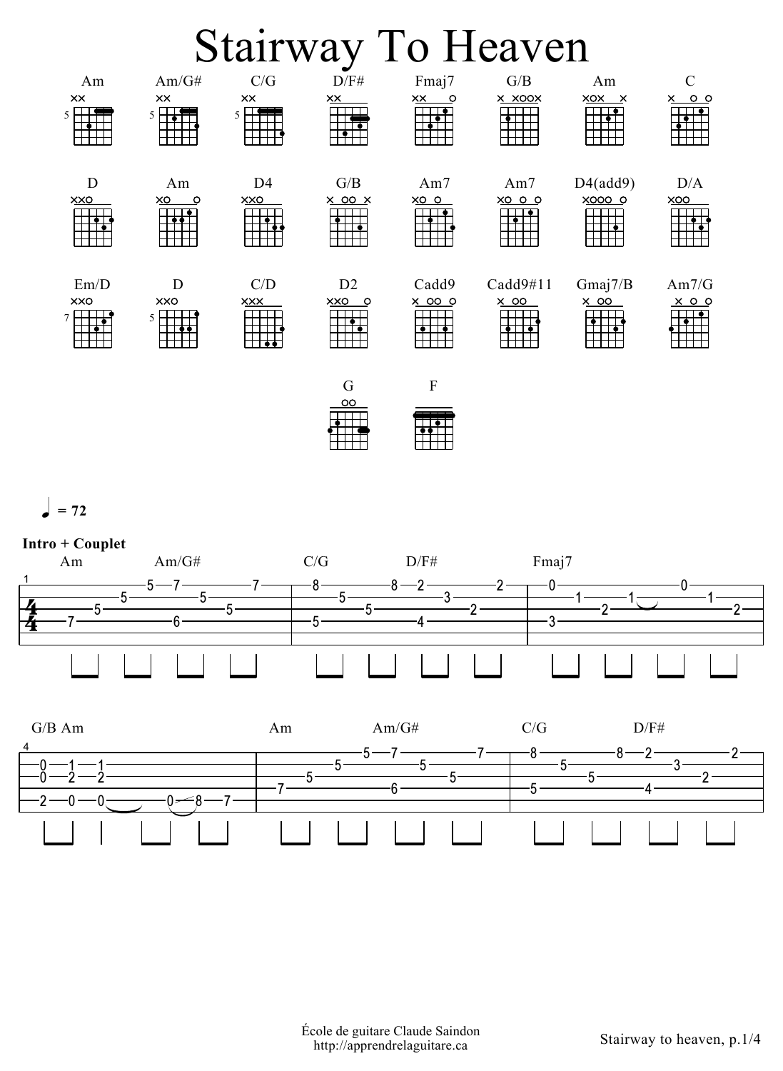# Stairway To Heaven

Am, Am/G#, C/G, D/F#, Fmaj7, G/B, Am, C

D, Am, D4, G/B, Am7, Am7, D4(add9), D/A

Em/D, D, C/D, D2, Cadd9, Cadd9#11, Gmaj7/B, Am7/G

G, F

♩ = 72

**Intro + Couplet**

```
   Am              Am/G#                C/G            D/F#             Fmaj7
e|---------5--7---------------7-|-8-----------8--2-----------2-|-0---------------0-------|
B|-------5---------5------------|-----5---------------3--------|-----1-----1~~-------1---|
G|----5-------------------5-----|---------5-------------2------|---------2---------------2-|
D|-7------------6---------------|-5-------------4--------------|-3------------------------|
A|------------------------------|------------------------------|--------------------------|
E|------------------------------|------------------------------|--------------------------|

   G/B Am                        Am             Am/G#                C/G            D/F#
e|-0--1--1-----------------|-----------5--7----------7-|-8-----------8--2------------2-|
B|-0--2--2-----------------|--------5---------5--------|-----5---------------3---------|
G|-------------------------|----5------------------5---|---------5--------------2------|
D|-------------------------|-7-------------6-----------|-5-------------4---------------|
A|-2--0--0~~-----0/8--7----|---------------------------|-------------------------------|
E|-------------------------|---------------------------|-------------------------------|
```

École de guitare Claude Saindon
http://apprendrelaguitare.ca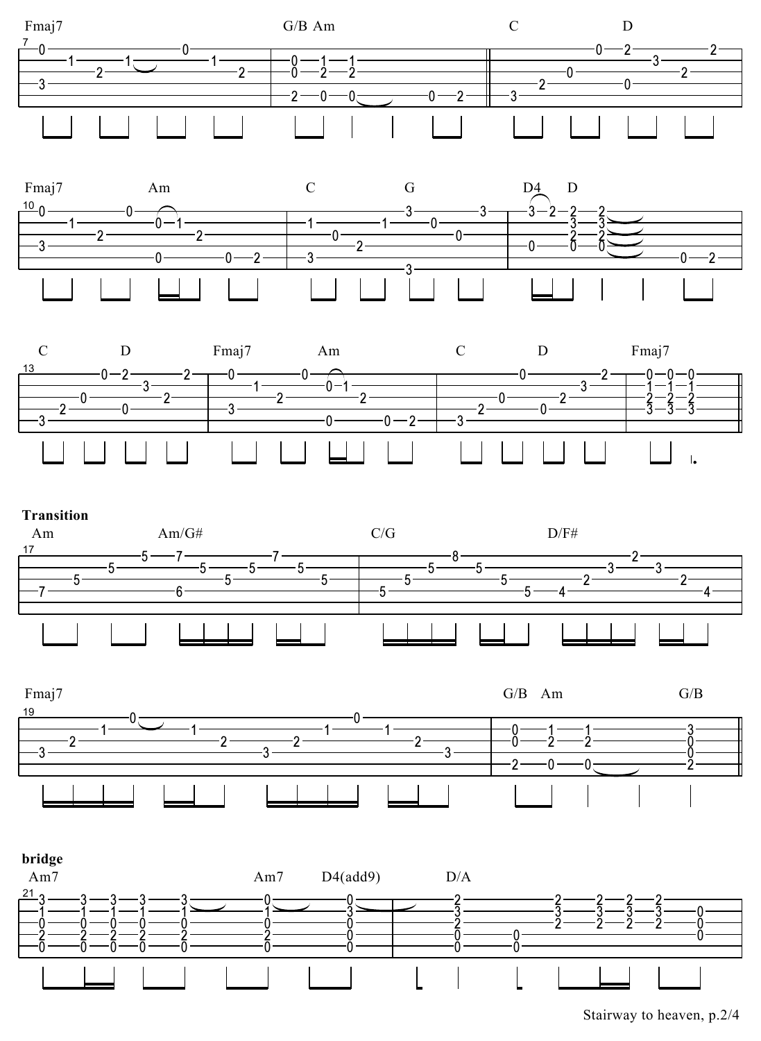Fmaj7 G/B Am C D

Fmaj7 Am C G D4 D

C D Fmaj7 Am C D Fmaj7

**Transition**

Am Am/G# C/G D/F#

Fmaj7 G/B Am G/B

**bridge**

Am7 Am7 D4(add9) D/A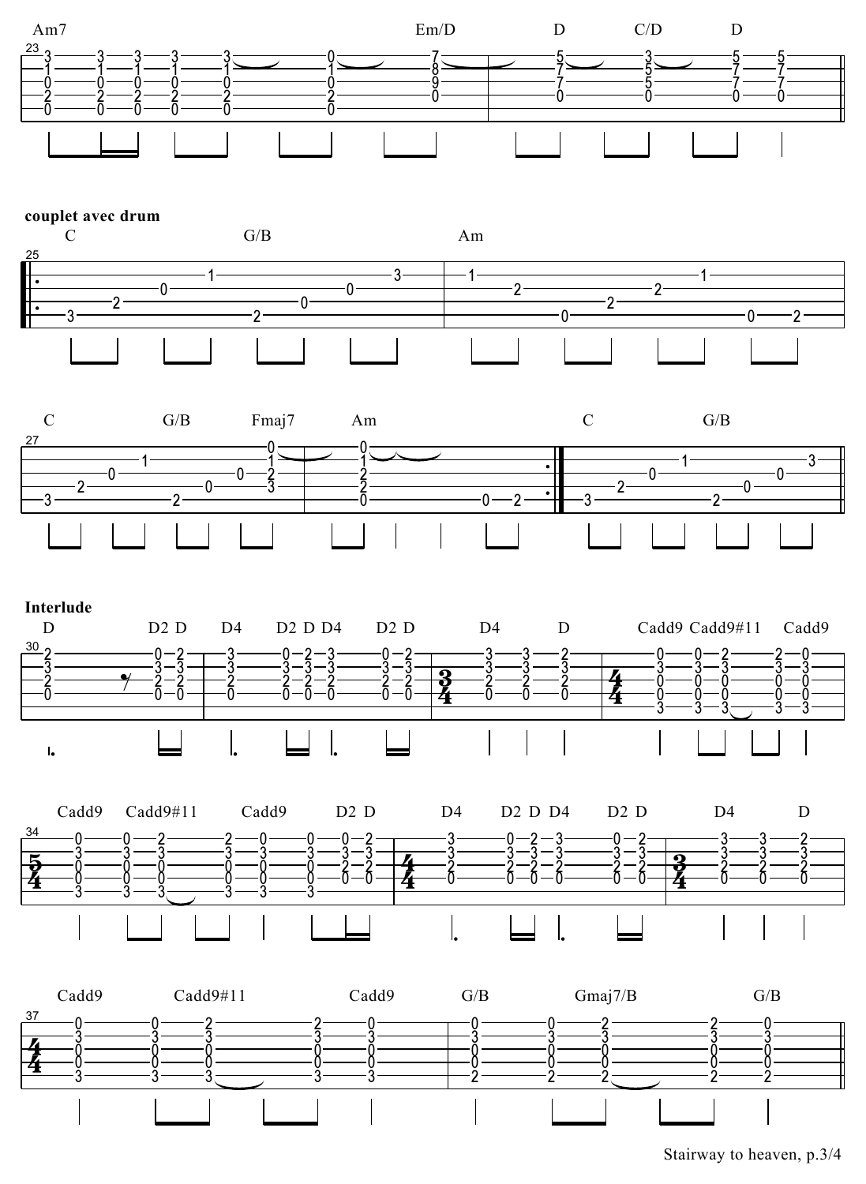Am7 Em/D D C/D D

**couplet avec drum**

C G/B Am

C G/B Fmaj7 Am C G/B

**Interlude**

D D2 D D4 D2 D D4 D2 D D4 D Cadd9 Cadd9#11 Cadd9

Cadd9 Cadd9#11 Cadd9 D2 D D4 D2 D D4 D2 D D4 D

Cadd9 Cadd9#11 Cadd9 G/B Gmaj7/B G/B

Stairway to heaven, p.3/4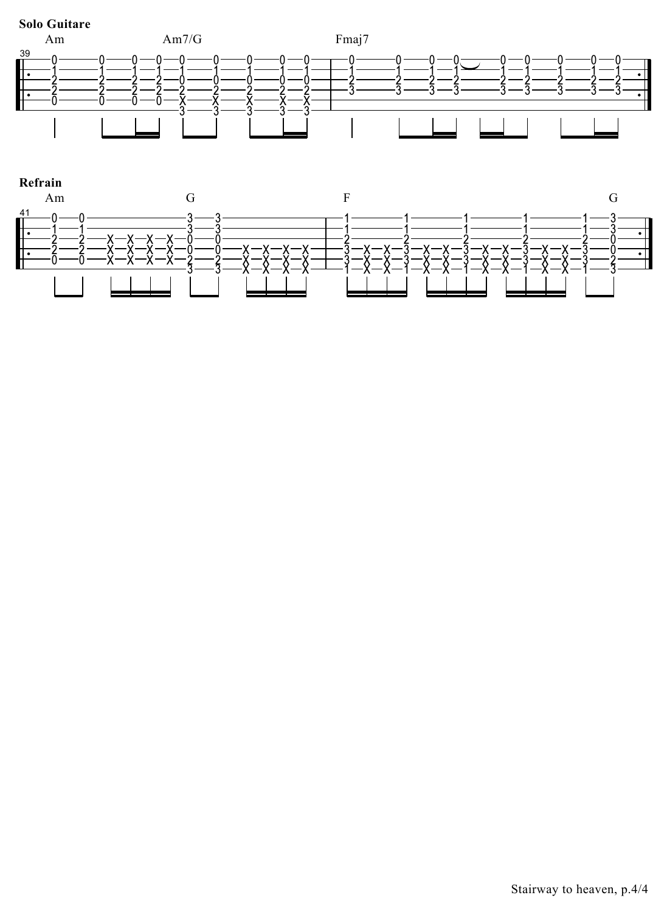**Solo Guitare**

Am Am7/G Fmaj7

39

**Refrain**

Am G F G

41